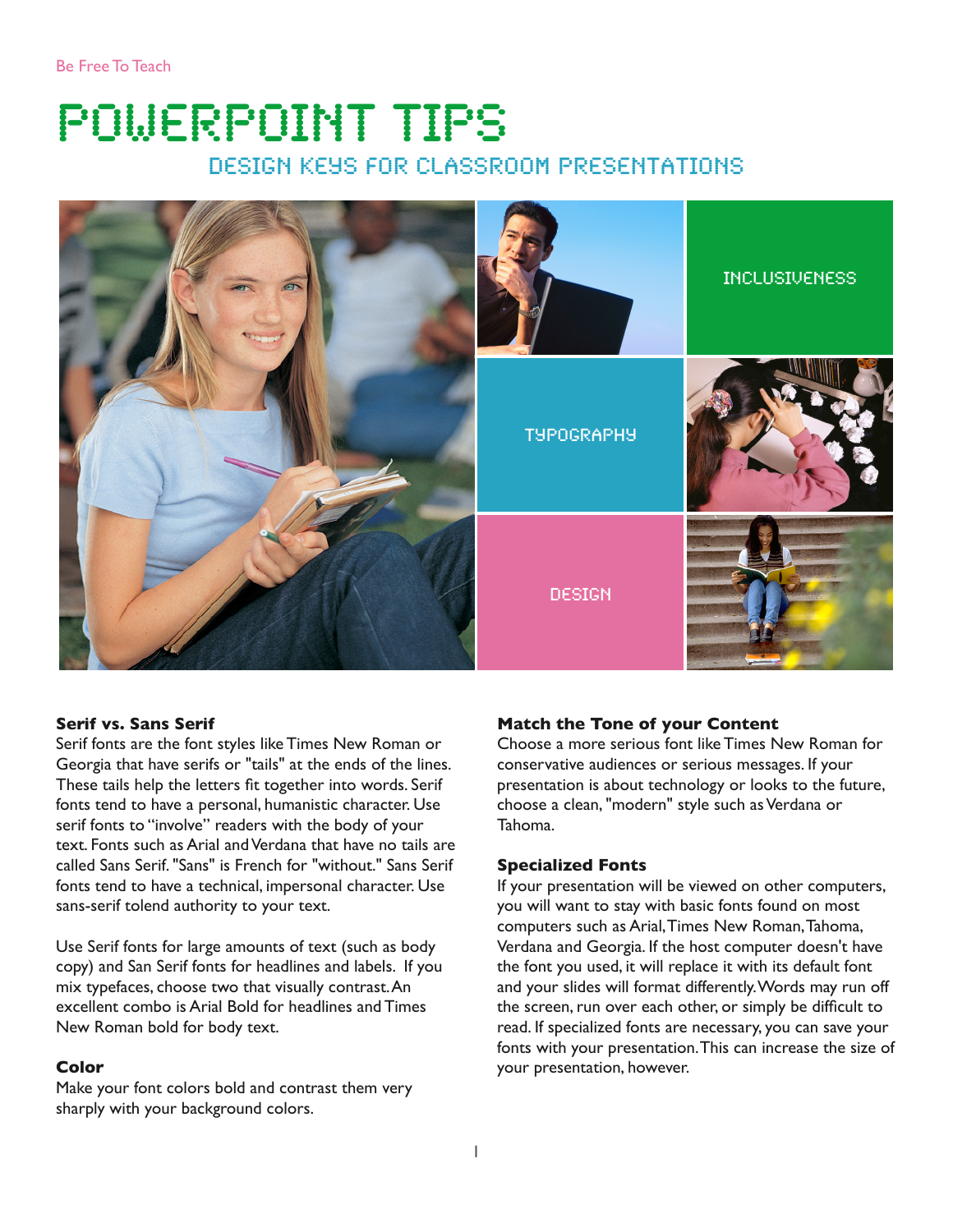Be Free To Teach

# POWERPOINT TIPS

## DESIGN KEYS FOR CLASSROOM PRESENTATIONS

INCLUSIVENESS

TYPOGRAPHY

DESIGN

### Serif vs. Sans Serif

Serif fonts are the font styles like Times New Roman or Georgia that have serifs or "tails" at the ends of the lines. These tails help the letters fit together into words. Serif fonts tend to have a personal, humanistic character. Use serif fonts to "involve" readers with the body of your text. Fonts such as Arial and Verdana that have no tails are called Sans Serif. "Sans" is French for "without." Sans Serif fonts tend to have a technical, impersonal character. Use sans-serif tolend authority to your text.

Use Serif fonts for large amounts of text (such as body copy) and San Serif fonts for headlines and labels. If you mix typefaces, choose two that visually contrast. An excellent combo is Arial Bold for headlines and Times New Roman bold for body text.

### Color

Make your font colors bold and contrast them very sharply with your background colors.

### Match the Tone of your Content

Choose a more serious font like Times New Roman for conservative audiences or serious messages. If your presentation is about technology or looks to the future, choose a clean, "modern" style such as Verdana or Tahoma.

### Specialized Fonts

If your presentation will be viewed on other computers, you will want to stay with basic fonts found on most computers such as Arial, Times New Roman, Tahoma, Verdana and Georgia. If the host computer doesn't have the font you used, it will replace it with its default font and your slides will format differently. Words may run off the screen, run over each other, or simply be difficult to read. If specialized fonts are necessary, you can save your fonts with your presentation. This can increase the size of your presentation, however.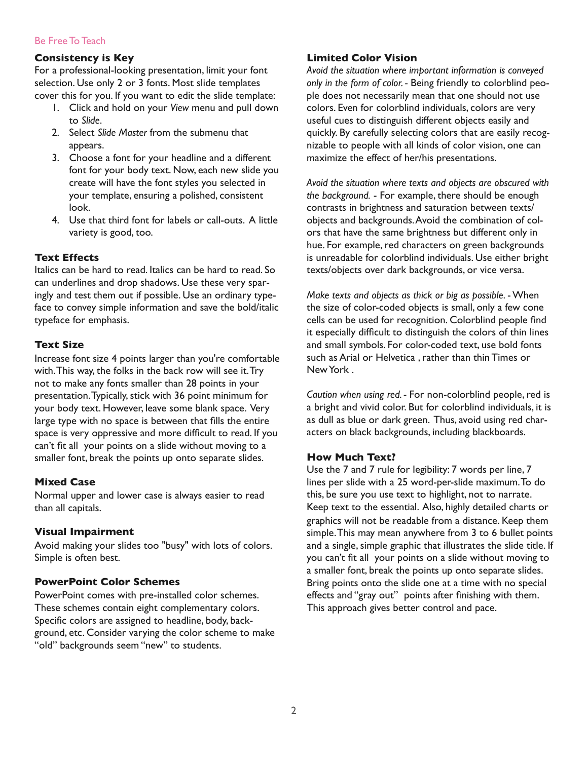## Consistency is Key

For a professional-looking presentation, limit your font selection. Use only 2 or 3 fonts. Most slide templates cover this for you. If you want to edit the slide template:

1. Click and hold on your *View* menu and pull down to *Slide*.
2. Select *Slide Master* from the submenu that appears.
3. Choose a font for your headline and a different font for your body text. Now, each new slide you create will have the font styles you selected in your template, ensuring a polished, consistent look.
4. Use that third font for labels or call-outs. A little variety is good, too.

## Text Effects

Italics can be hard to read. Italics can be hard to read. So can underlines and drop shadows. Use these very sparingly and test them out if possible. Use an ordinary typeface to convey simple information and save the bold/italic typeface for emphasis.

## Text Size

Increase font size 4 points larger than you're comfortable with. This way, the folks in the back row will see it. Try not to make any fonts smaller than 28 points in your presentation. Typically, stick with 36 point minimum for your body text. However, leave some blank space. Very large type with no space is between that fills the entire space is very oppressive and more difficult to read. If you can't fit all your points on a slide without moving to a smaller font, break the points up onto separate slides.

## Mixed Case

Normal upper and lower case is always easier to read than all capitals.

## Visual Impairment

Avoid making your slides too "busy" with lots of colors. Simple is often best.

## PowerPoint Color Schemes

PowerPoint comes with pre-installed color schemes. These schemes contain eight complementary colors. Specific colors are assigned to headline, body, background, etc. Consider varying the color scheme to make "old" backgrounds seem "new" to students.

## Limited Color Vision

*Avoid the situation where important information is conveyed only in the form of color.* - Being friendly to colorblind people does not necessarily mean that one should not use colors. Even for colorblind individuals, colors are very useful cues to distinguish different objects easily and quickly. By carefully selecting colors that are easily recognizable to people with all kinds of color vision, one can maximize the effect of her/his presentations.

*Avoid the situation where texts and objects are obscured with the background.* - For example, there should be enough contrasts in brightness and saturation between texts/objects and backgrounds. Avoid the combination of colors that have the same brightness but different only in hue. For example, red characters on green backgrounds is unreadable for colorblind individuals. Use either bright texts/objects over dark backgrounds, or vice versa.

*Make texts and objects as thick or big as possible.* - When the size of color-coded objects is small, only a few cone cells can be used for recognition. Colorblind people find it especially difficult to distinguish the colors of thin lines and small symbols. For color-coded text, use bold fonts such as Arial or Helvetica , rather than thin Times or New York .

*Caution when using red.* - For non-colorblind people, red is a bright and vivid color. But for colorblind individuals, it is as dull as blue or dark green. Thus, avoid using red characters on black backgrounds, including blackboards.

## How Much Text?

Use the 7 and 7 rule for legibility: 7 words per line, 7 lines per slide with a 25 word-per-slide maximum. To do this, be sure you use text to highlight, not to narrate. Keep text to the essential. Also, highly detailed charts or graphics will not be readable from a distance. Keep them simple. This may mean anywhere from 3 to 6 bullet points and a single, simple graphic that illustrates the slide title. If you can't fit all your points on a slide without moving to a smaller font, break the points up onto separate slides. Bring points onto the slide one at a time with no special effects and "gray out" points after finishing with them. This approach gives better control and pace.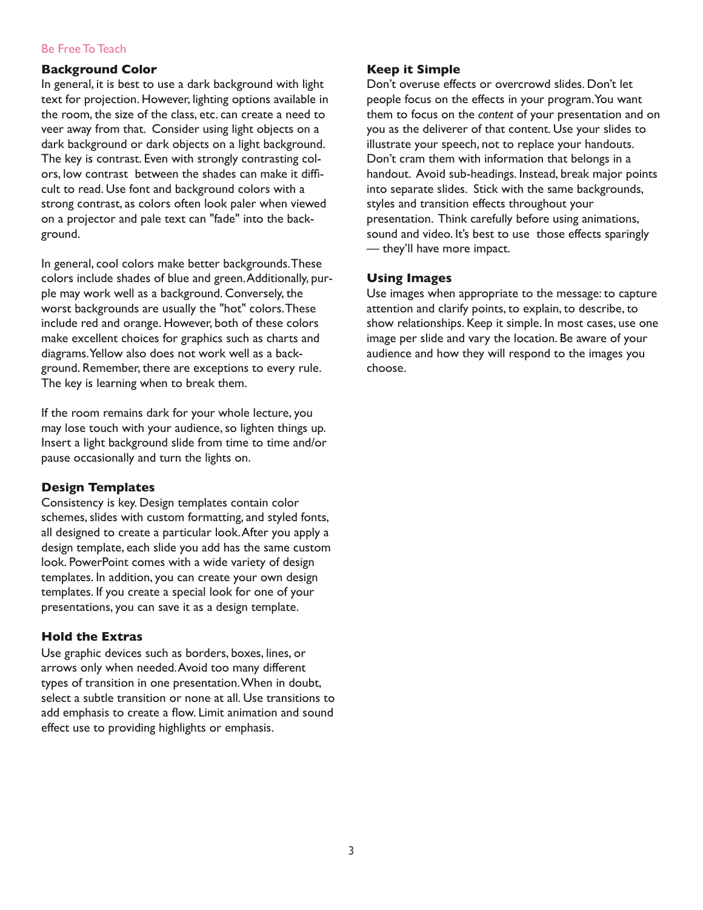## Background Color

In general, it is best to use a dark background with light text for projection. However, lighting options available in the room, the size of the class, etc. can create a need to veer away from that. Consider using light objects on a dark background or dark objects on a light background. The key is contrast. Even with strongly contrasting colors, low contrast between the shades can make it difficult to read. Use font and background colors with a strong contrast, as colors often look paler when viewed on a projector and pale text can "fade" into the background.

In general, cool colors make better backgrounds. These colors include shades of blue and green. Additionally, purple may work well as a background. Conversely, the worst backgrounds are usually the "hot" colors. These include red and orange. However, both of these colors make excellent choices for graphics such as charts and diagrams. Yellow also does not work well as a background. Remember, there are exceptions to every rule. The key is learning when to break them.

If the room remains dark for your whole lecture, you may lose touch with your audience, so lighten things up. Insert a light background slide from time to time and/or pause occasionally and turn the lights on.

## Design Templates

Consistency is key. Design templates contain color schemes, slides with custom formatting, and styled fonts, all designed to create a particular look. After you apply a design template, each slide you add has the same custom look. PowerPoint comes with a wide variety of design templates. In addition, you can create your own design templates. If you create a special look for one of your presentations, you can save it as a design template.

## Hold the Extras

Use graphic devices such as borders, boxes, lines, or arrows only when needed. Avoid too many different types of transition in one presentation. When in doubt, select a subtle transition or none at all. Use transitions to add emphasis to create a flow. Limit animation and sound effect use to providing highlights or emphasis.

## Keep it Simple

Don't overuse effects or overcrowd slides. Don't let people focus on the effects in your program. You want them to focus on the *content* of your presentation and on you as the deliverer of that content. Use your slides to illustrate your speech, not to replace your handouts. Don't cram them with information that belongs in a handout. Avoid sub-headings. Instead, break major points into separate slides. Stick with the same backgrounds, styles and transition effects throughout your presentation. Think carefully before using animations, sound and video. It's best to use those effects sparingly — they'll have more impact.

## Using Images

Use images when appropriate to the message: to capture attention and clarify points, to explain, to describe, to show relationships. Keep it simple. In most cases, use one image per slide and vary the location. Be aware of your audience and how they will respond to the images you choose.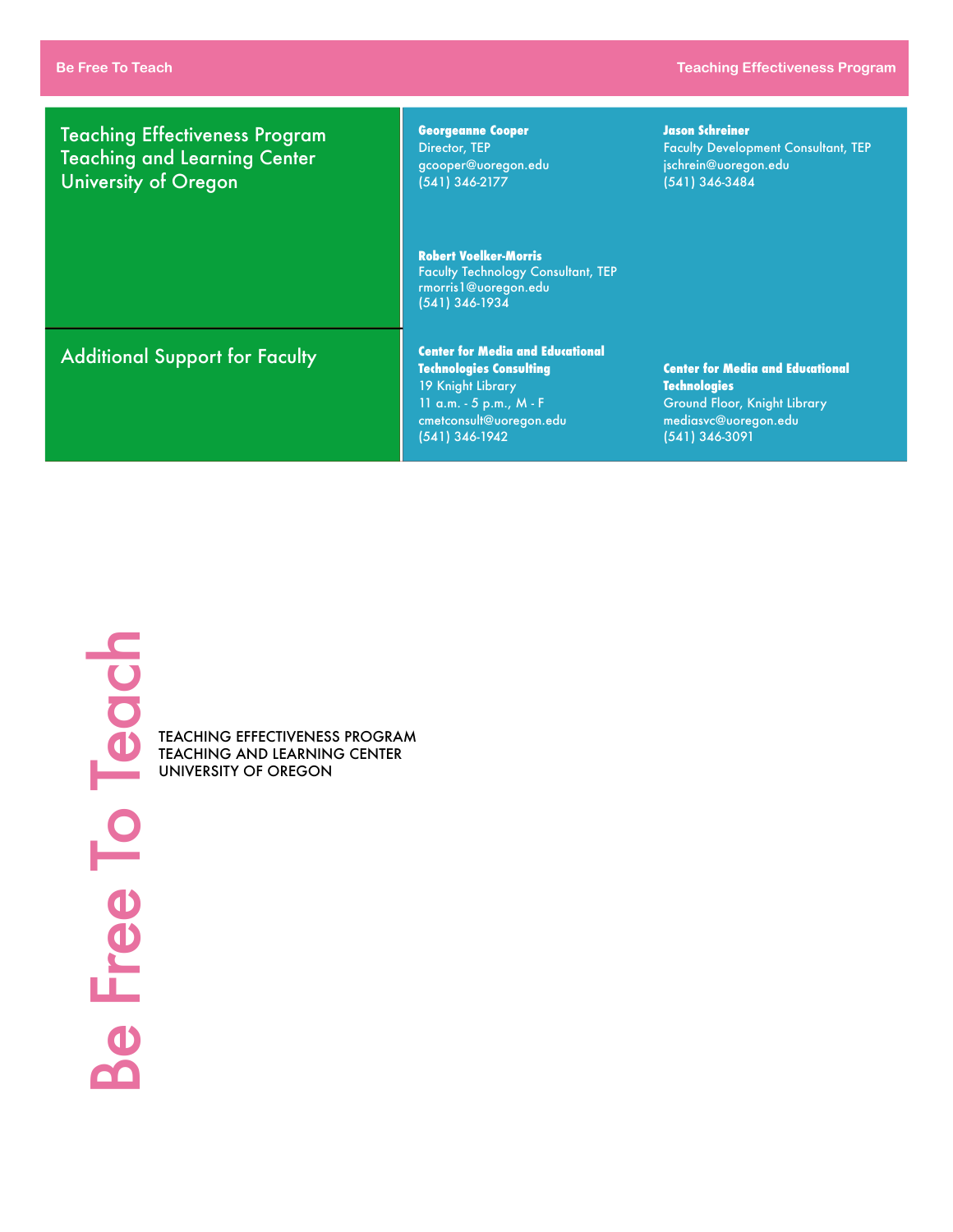## Teaching Effectiveness Program
## Teaching and Learning Center
## University of Oregon

**Georgeanne Cooper**
Director, TEP
gcooper@uoregon.edu
(541) 346-2177

**Jason Schreiner**
Faculty Development Consultant, TEP
jschrein@uoregon.edu
(541) 346-3484

**Robert Voelker-Morris**
Faculty Technology Consultant, TEP
rmorris1@uoregon.edu
(541) 346-1934

## Additional Support for Faculty

**Center for Media and Educational Technologies Consulting**
19 Knight Library
11 a.m. - 5 p.m., M - F
cmetconsult@uoregon.edu
(541) 346-1942

**Center for Media and Educational Technologies**
Ground Floor, Knight Library
mediasvc@uoregon.edu
(541) 346-3091

# Be Free To Teach

TEACHING EFFECTIVENESS PROGRAM
TEACHING AND LEARNING CENTER
UNIVERSITY OF OREGON